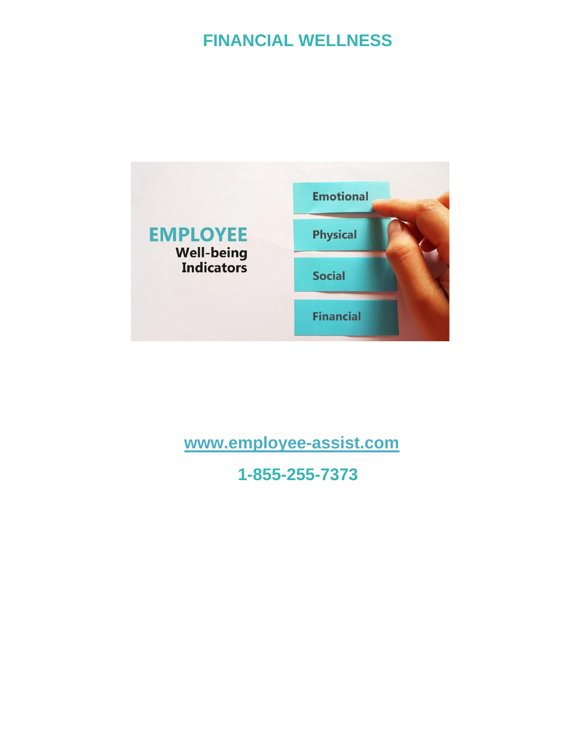# FINANCIAL WELLNESS

EMPLOYEE
Well-being
Indicators

Emotional

Physical

Social

Financial

www.employee-assist.com

**1-855-255-7373**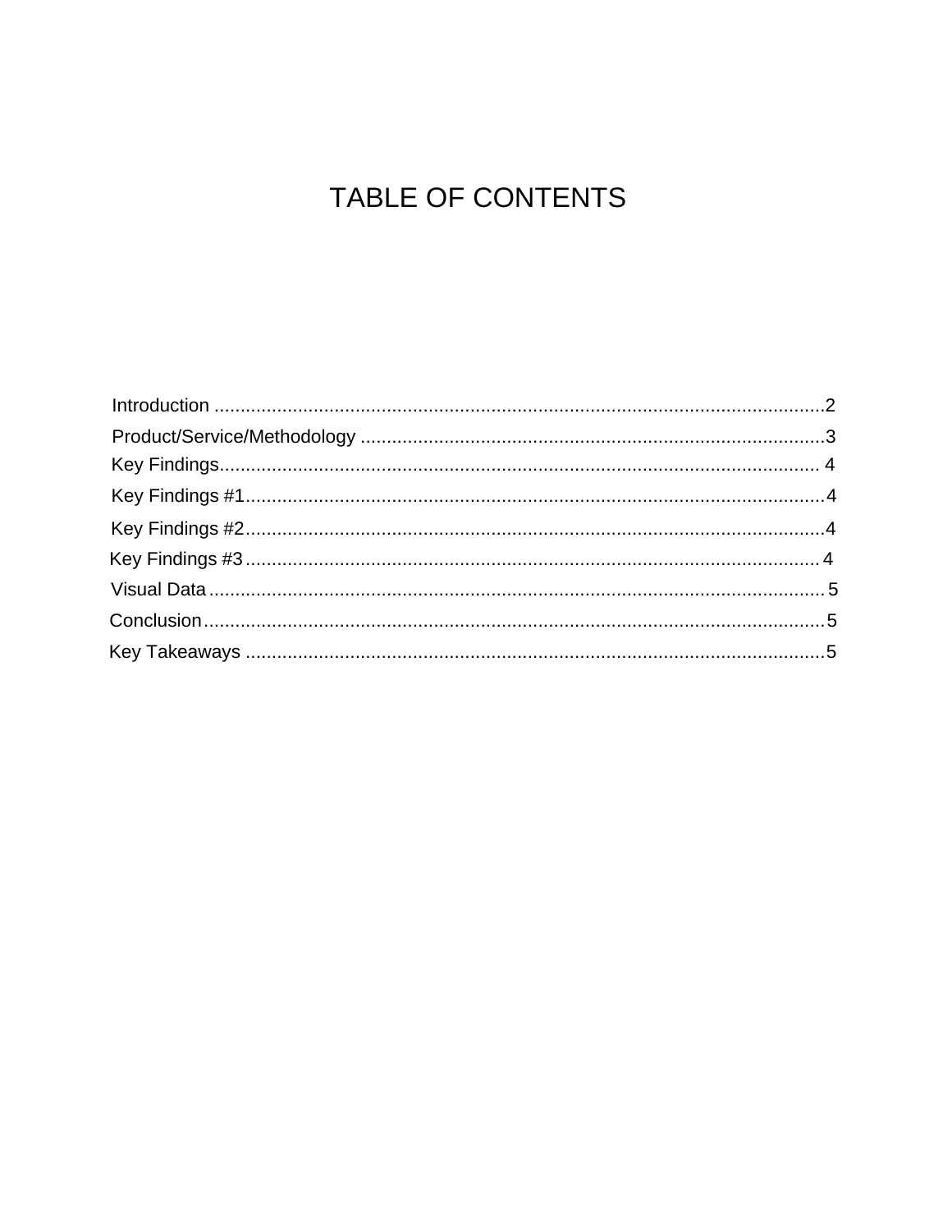# TABLE OF CONTENTS

Introduction .................................................................................................................2

Product/Service/Methodology .......................................................................................3

Key Findings.................................................................................................................. 4

Key Findings #1..............................................................................................................4

Key Findings #2..............................................................................................................4

Key Findings #3.............................................................................................................. 4

Visual Data..................................................................................................................... 5

Conclusion.......................................................................................................................5

Key Takeaways ..............................................................................................................5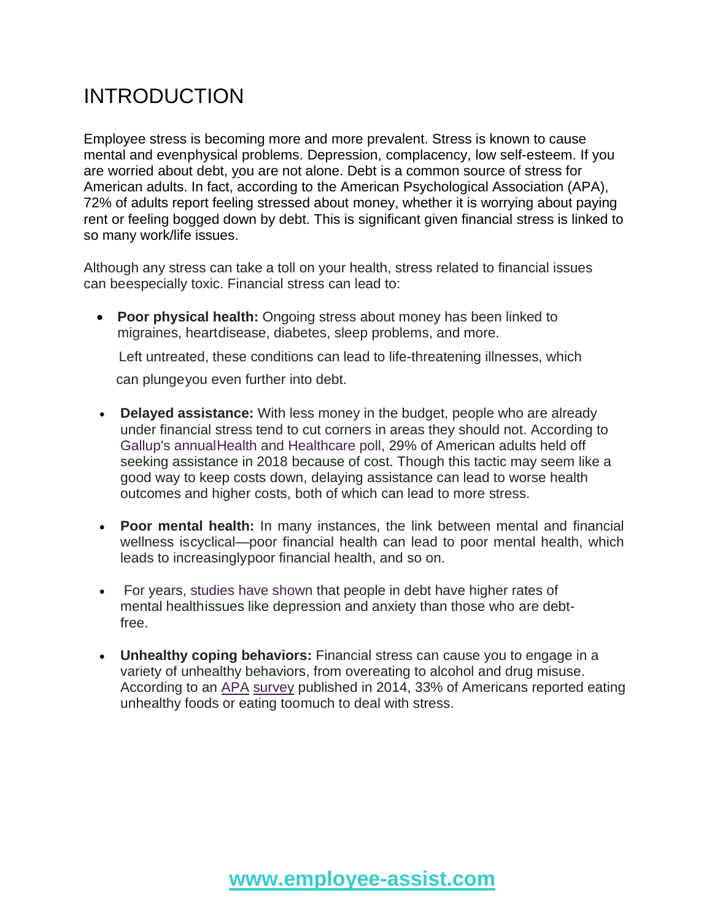# INTRODUCTION

Employee stress is becoming more and more prevalent. Stress is known to cause mental and evenphysical problems. Depression, complacency, low self-esteem. If you are worried about debt, you are not alone. Debt is a common source of stress for American adults. In fact, according to the American Psychological Association (APA), 72% of adults report feeling stressed about money, whether it is worrying about paying rent or feeling bogged down by debt. This is significant given financial stress is linked to so many work/life issues.

Although any stress can take a toll on your health, stress related to financial issues can beespecially toxic. Financial stress can lead to:

- **Poor physical health:** Ongoing stress about money has been linked to migraines, heartdisease, diabetes, sleep problems, and more.

  Left untreated, these conditions can lead to life-threatening illnesses, which can plungeyou even further into debt.

- **Delayed assistance:** With less money in the budget, people who are already under financial stress tend to cut corners in areas they should not. According to Gallup's annualHealth and Healthcare poll, 29% of American adults held off seeking assistance in 2018 because of cost. Though this tactic may seem like a good way to keep costs down, delaying assistance can lead to worse health outcomes and higher costs, both of which can lead to more stress.

- **Poor mental health:** In many instances, the link between mental and financial wellness iscyclical—poor financial health can lead to poor mental health, which leads to increasinglypoor financial health, and so on.

- For years, studies have shown that people in debt have higher rates of mental healthissues like depression and anxiety than those who are debt-free.

- **Unhealthy coping behaviors:** Financial stress can cause you to engage in a variety of unhealthy behaviors, from overeating to alcohol and drug misuse. According to an APA survey published in 2014, 33% of Americans reported eating unhealthy foods or eating toomuch to deal with stress.

**www.employee-assist.com**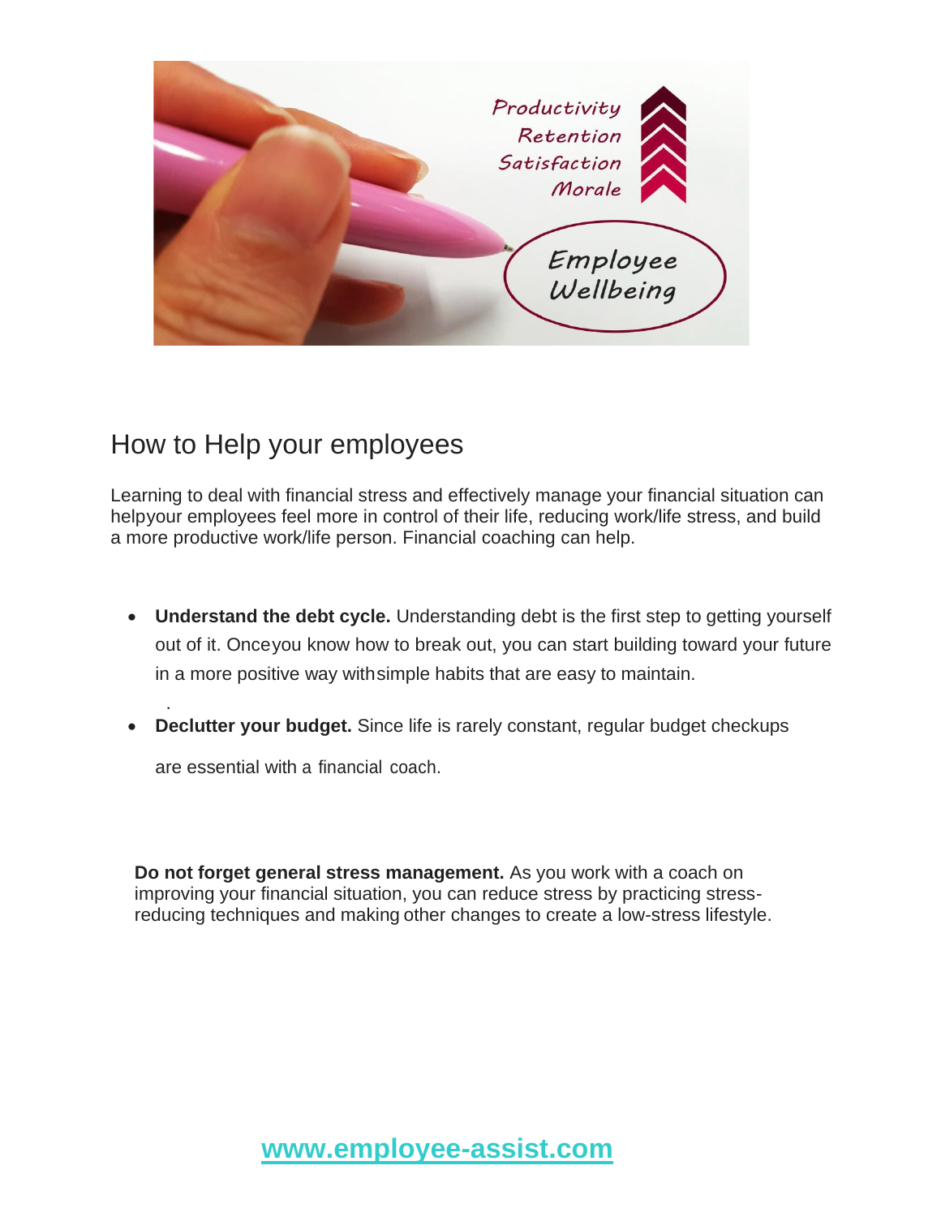## How to Help your employees

Learning to deal with financial stress and effectively manage your financial situation can helpyour employees feel more in control of their life, reducing work/life stress, and build a more productive work/life person. Financial coaching can help.

- **Understand the debt cycle.** Understanding debt is the first step to getting yourself out of it. Onceyou know how to break out, you can start building toward your future in a more positive way withsimple habits that are easy to maintain.

- **Declutter your budget.** Since life is rarely constant, regular budget checkups are essential with a financial coach.

**Do not forget general stress management.** As you work with a coach on improving your financial situation, you can reduce stress by practicing stress-reducing techniques and making other changes to create a low-stress lifestyle.

**www.employee-assist.com**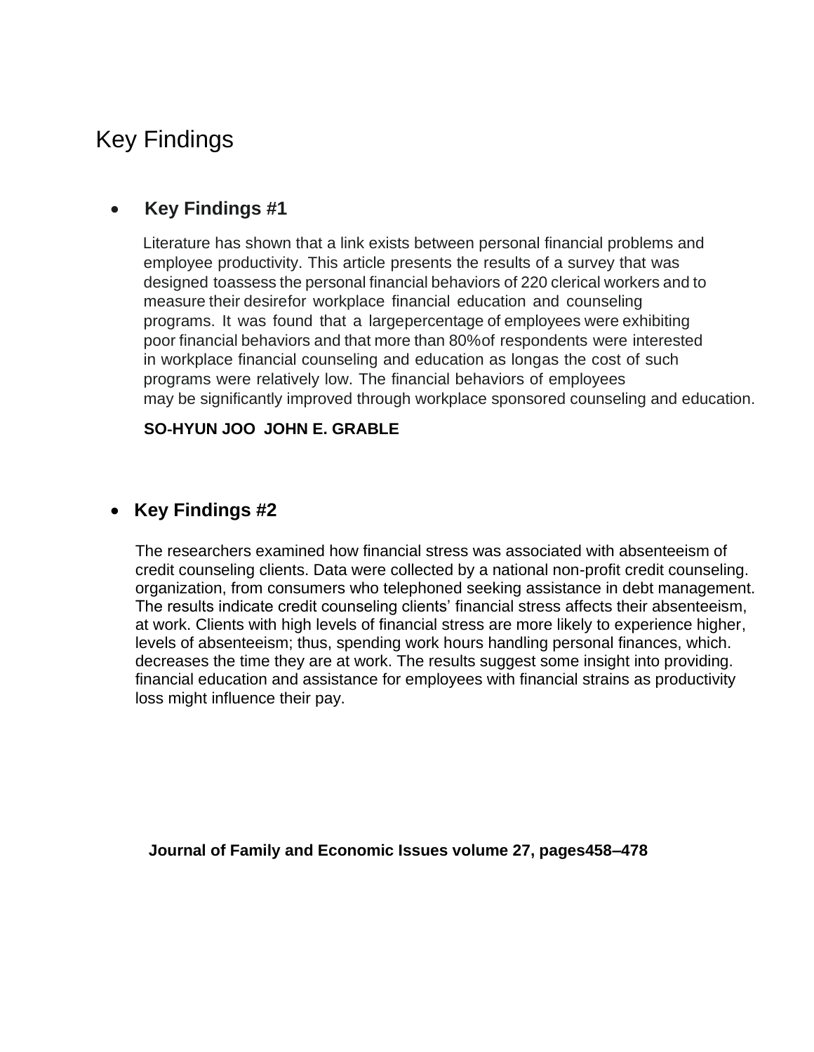# Key Findings

- **Key Findings #1**

Literature has shown that a link exists between personal financial problems and employee productivity. This article presents the results of a survey that was designed toassess the personal financial behaviors of 220 clerical workers and to measure their desirefor workplace financial education and counseling programs. It was found that a largepercentage of employees were exhibiting poor financial behaviors and that more than 80%of respondents were interested in workplace financial counseling and education as longas the cost of such programs were relatively low. The financial behaviors of employees may be significantly improved through workplace sponsored counseling and education.

**SO-HYUN JOO JOHN E. GRABLE**

- **Key Findings #2**

The researchers examined how financial stress was associated with absenteeism of credit counseling clients. Data were collected by a national non-profit credit counseling. organization, from consumers who telephoned seeking assistance in debt management. The results indicate credit counseling clients' financial stress affects their absenteeism, at work. Clients with high levels of financial stress are more likely to experience higher, levels of absenteeism; thus, spending work hours handling personal finances, which. decreases the time they are at work. The results suggest some insight into providing. financial education and assistance for employees with financial strains as productivity loss might influence their pay.

**Journal of Family and Economic Issues volume 27, pages458–478**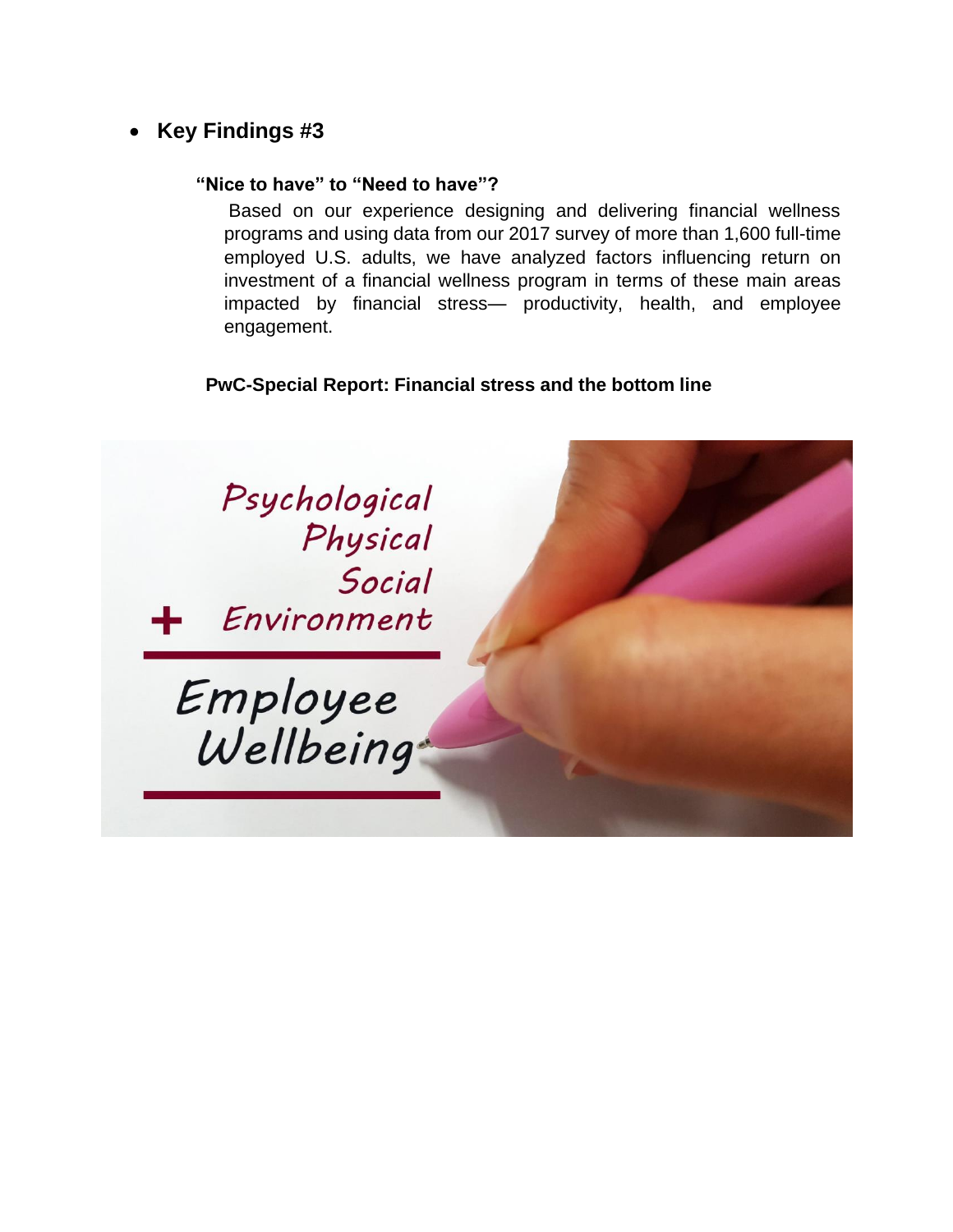- **Key Findings #3**

**"Nice to have" to "Need to have"?**

Based on our experience designing and delivering financial wellness programs and using data from our 2017 survey of more than 1,600 full-time employed U.S. adults, we have analyzed factors influencing return on investment of a financial wellness program in terms of these main areas impacted by financial stress— productivity, health, and employee engagement.

**PwC-Special Report: Financial stress and the bottom line**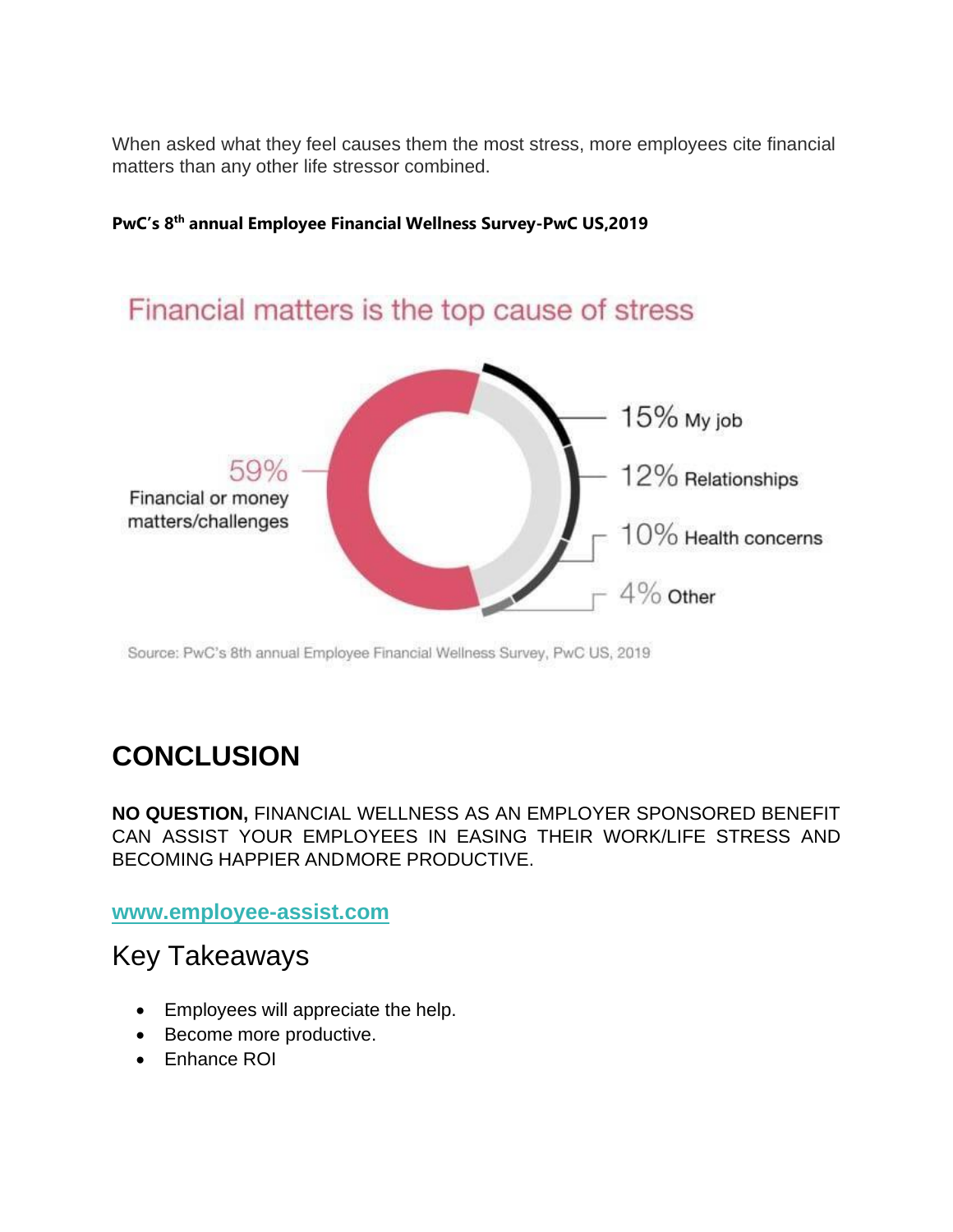When asked what they feel causes them the most stress, more employees cite financial matters than any other life stressor combined.

**PwC's 8th annual Employee Financial Wellness Survey-PwC US,2019**

Financial matters is the top cause of stress

59% Financial or money matters/challenges

15% My job

12% Relationships

10% Health concerns

4% Other

Source: PwC's 8th annual Employee Financial Wellness Survey, PwC US, 2019

## CONCLUSION

**NO QUESTION,** FINANCIAL WELLNESS AS AN EMPLOYER SPONSORED BENEFIT CAN ASSIST YOUR EMPLOYEES IN EASING THEIR WORK/LIFE STRESS AND BECOMING HAPPIER ANDMORE PRODUCTIVE.

**www.employee-assist.com**

## Key Takeaways

- Employees will appreciate the help.
- Become more productive.
- Enhance ROI